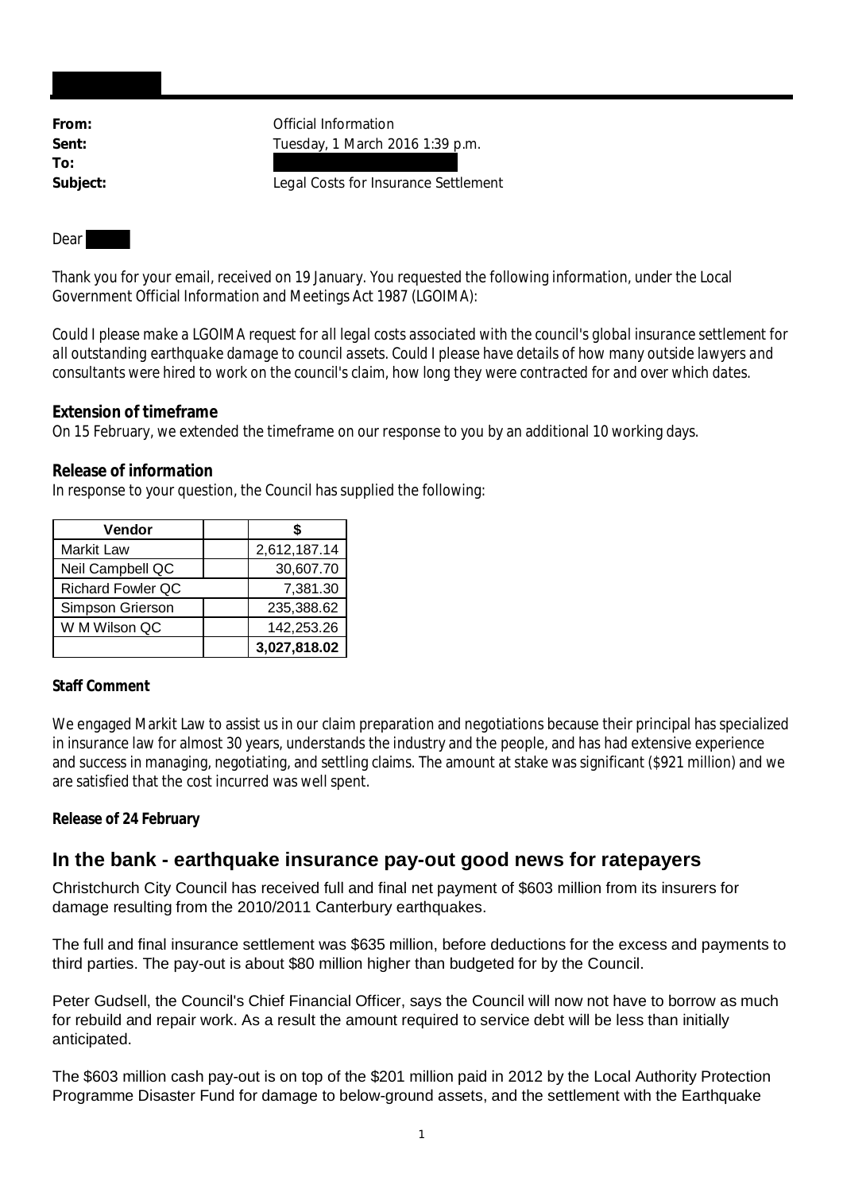**From:** Official Information
**Sent:** Tuesday, 1 March 2016 1:39 p.m.
**To:**
**Subject:** Legal Costs for Insurance Settlement

Dear

Thank you for your email, received on 19 January. You requested the following information, under the Local Government Official Information and Meetings Act 1987 (LGOIMA):

*Could I please make a LGOIMA request for all legal costs associated with the council's global insurance settlement for all outstanding earthquake damage to council assets. Could I please have details of how many outside lawyers and consultants were hired to work on the council's claim, how long they were contracted for and over which dates.*

**Extension of timeframe**
On 15 February, we extended the timeframe on our response to you by an additional 10 working days.

**Release of information**
In response to your question, the Council has supplied the following:

| Vendor | | $ |
|---|---|---|
| Markit Law | | 2,612,187.14 |
| Neil Campbell QC | | 30,607.70 |
| Richard Fowler QC | | 7,381.30 |
| Simpson Grierson | | 235,388.62 |
| W M Wilson QC | | 142,253.26 |
| | | **3,027,818.02** |

**Staff Comment**

We engaged Markit Law to assist us in our claim preparation and negotiations because their principal has specialized in insurance law for almost 30 years, understands the industry and the people, and has had extensive experience and success in managing, negotiating, and settling claims. The amount at stake was significant ($921 million) and we are satisfied that the cost incurred was well spent.

**Release of 24 February**

## In the bank - earthquake insurance pay-out good news for ratepayers

Christchurch City Council has received full and final net payment of $603 million from its insurers for damage resulting from the 2010/2011 Canterbury earthquakes.

The full and final insurance settlement was $635 million, before deductions for the excess and payments to third parties. The pay-out is about $80 million higher than budgeted for by the Council.

Peter Gudsell, the Council's Chief Financial Officer, says the Council will now not have to borrow as much for rebuild and repair work. As a result the amount required to service debt will be less than initially anticipated.

The $603 million cash pay-out is on top of the $201 million paid in 2012 by the Local Authority Protection Programme Disaster Fund for damage to below-ground assets, and the settlement with the Earthquake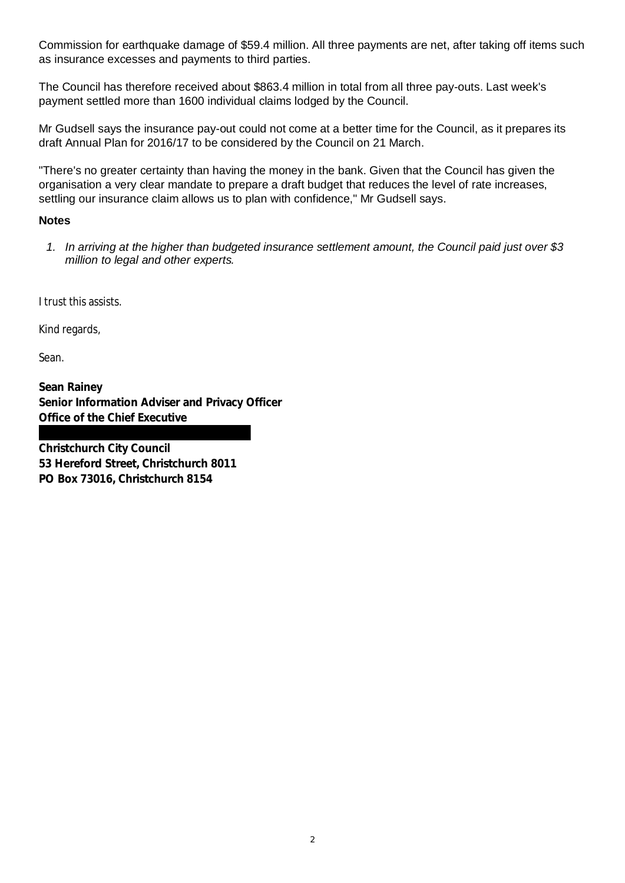Commission for earthquake damage of $59.4 million. All three payments are net, after taking off items such as insurance excesses and payments to third parties.

The Council has therefore received about $863.4 million in total from all three pay-outs. Last week's payment settled more than 1600 individual claims lodged by the Council.

Mr Gudsell says the insurance pay-out could not come at a better time for the Council, as it prepares its draft Annual Plan for 2016/17 to be considered by the Council on 21 March.

"There's no greater certainty than having the money in the bank. Given that the Council has given the organisation a very clear mandate to prepare a draft budget that reduces the level of rate increases, settling our insurance claim allows us to plan with confidence," Mr Gudsell says.

**Notes**

1. *In arriving at the higher than budgeted insurance settlement amount, the Council paid just over $3 million to legal and other experts.*

I trust this assists.

Kind regards,

Sean.

**Sean Rainey**
**Senior Information Adviser and Privacy Officer**
**Office of the Chief Executive**

**Christchurch City Council**
**53 Hereford Street, Christchurch 8011**
**PO Box 73016, Christchurch 8154**